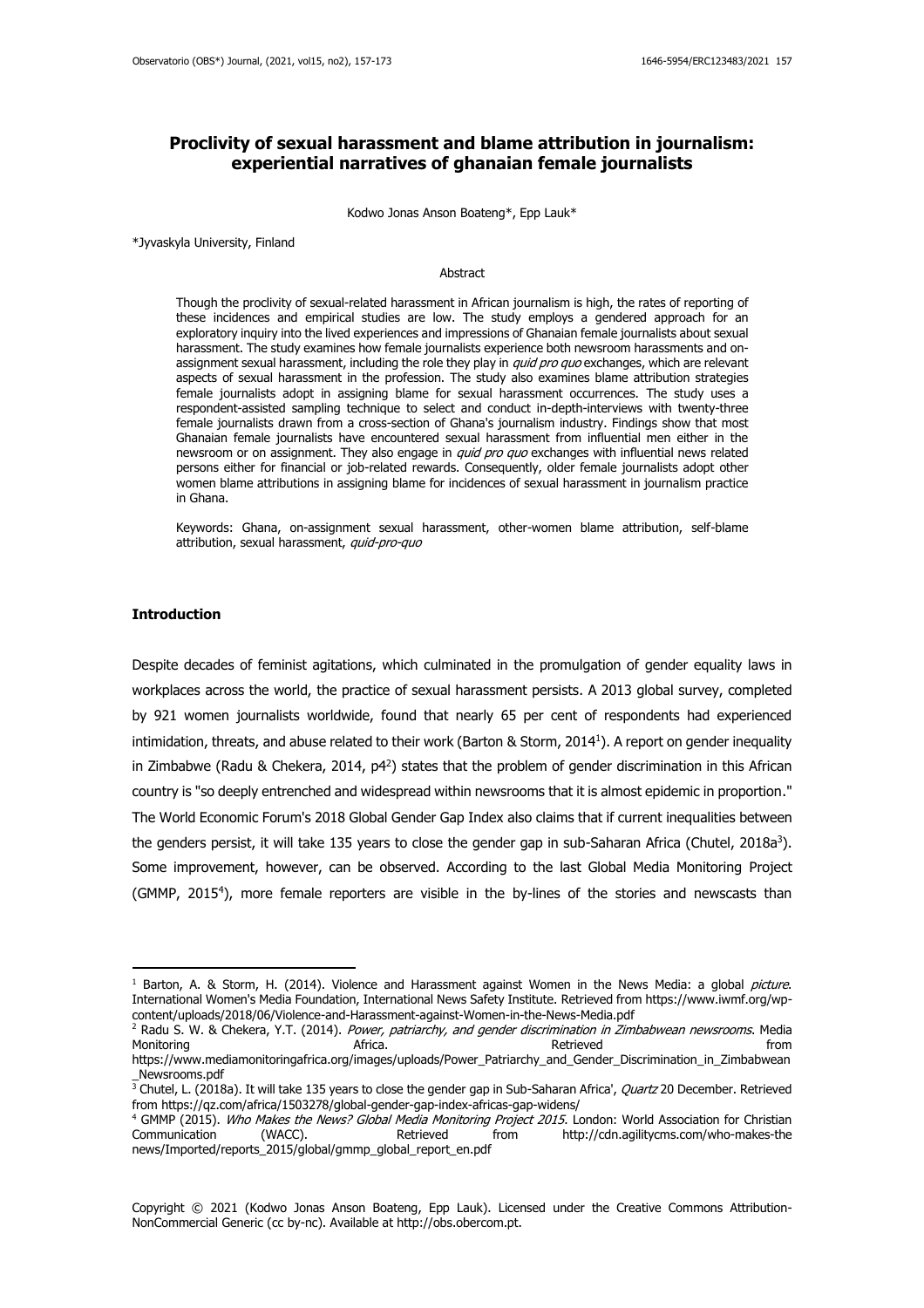# Proclivity of sexual harassment and blame attribution in journalism: experiential narratives of ghanaian female journalists

Kodwo Jonas Anson Boateng*, Epp Lauk*

*Jyvaskyla University, Finland

## Abstract

Though the proclivity of sexual-related harassment in African journalism is high, the rates of reporting of these incidences and empirical studies are low. The study employs a gendered approach for an exploratory inquiry into the lived experiences and impressions of Ghanaian female journalists about sexual harassment. The study examines how female journalists experience both newsroom harassments and on-assignment sexual harassment, including the role they play in *quid pro quo* exchanges, which are relevant aspects of sexual harassment in the profession. The study also examines blame attribution strategies female journalists adopt in assigning blame for sexual harassment occurrences. The study uses a respondent-assisted sampling technique to select and conduct in-depth-interviews with twenty-three female journalists drawn from a cross-section of Ghana's journalism industry. Findings show that most Ghanaian female journalists have encountered sexual harassment from influential men either in the newsroom or on assignment. They also engage in *quid pro quo* exchanges with influential news related persons either for financial or job-related rewards. Consequently, older female journalists adopt other women blame attributions in assigning blame for incidences of sexual harassment in journalism practice in Ghana.

Keywords: Ghana, on-assignment sexual harassment, other-women blame attribution, self-blame attribution, sexual harassment, *quid-pro-quo*

## Introduction

Despite decades of feminist agitations, which culminated in the promulgation of gender equality laws in workplaces across the world, the practice of sexual harassment persists. A 2013 global survey, completed by 921 women journalists worldwide, found that nearly 65 per cent of respondents had experienced intimidation, threats, and abuse related to their work (Barton & Storm, 2014[1]). A report on gender inequality in Zimbabwe (Radu & Chekera, 2014, p4[2]) states that the problem of gender discrimination in this African country is "so deeply entrenched and widespread within newsrooms that it is almost epidemic in proportion." The World Economic Forum's 2018 Global Gender Gap Index also claims that if current inequalities between the genders persist, it will take 135 years to close the gender gap in sub-Saharan Africa (Chutel, 2018a[3]). Some improvement, however, can be observed. According to the last Global Media Monitoring Project (GMMP, 2015[4]), more female reporters are visible in the by-lines of the stories and newscasts than

---

[1] Barton, A. & Storm, H. (2014). Violence and Harassment against Women in the News Media: a global *picture*. International Women's Media Foundation, International News Safety Institute. Retrieved from https://www.iwmf.org/wp-content/uploads/2018/06/Violence-and-Harassment-against-Women-in-the-News-Media.pdf

[2] Radu S. W. & Chekera, Y.T. (2014). *Power, patriarchy, and gender discrimination in Zimbabwean newsrooms*. Media Monitoring Africa. Retrieved from https://www.mediamonitoringafrica.org/images/uploads/Power_Patriarchy_and_Gender_Discrimination_in_Zimbabwean_Newsrooms.pdf

[3] Chutel, L. (2018a). It will take 135 years to close the gender gap in Sub-Saharan Africa', *Quartz* 20 December. Retrieved from https://qz.com/africa/1503278/global-gender-gap-index-africas-gap-widens/

[4] GMMP (2015). *Who Makes the News? Global Media Monitoring Project 2015*. London: World Association for Christian Communication (WACC). Retrieved from http://cdn.agilitycms.com/who-makes-the news/Imported/reports_2015/global/gmmp_global_report_en.pdf

Copyright © 2021 (Kodwo Jonas Anson Boateng, Epp Lauk). Licensed under the Creative Commons Attribution-NonCommercial Generic (cc by-nc). Available at http://obs.obercom.pt.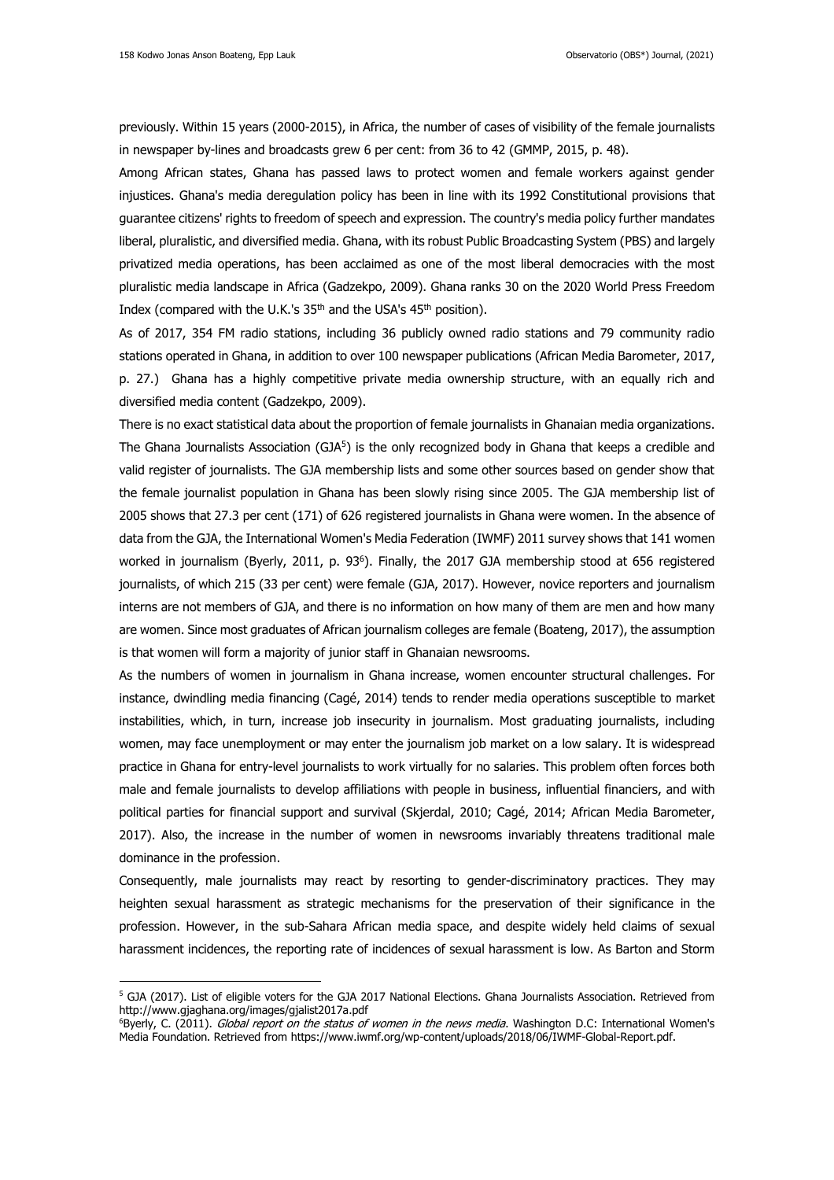previously. Within 15 years (2000-2015), in Africa, the number of cases of visibility of the female journalists in newspaper by-lines and broadcasts grew 6 per cent: from 36 to 42 (GMMP, 2015, p. 48).

Among African states, Ghana has passed laws to protect women and female workers against gender injustices. Ghana's media deregulation policy has been in line with its 1992 Constitutional provisions that guarantee citizens' rights to freedom of speech and expression. The country's media policy further mandates liberal, pluralistic, and diversified media. Ghana, with its robust Public Broadcasting System (PBS) and largely privatized media operations, has been acclaimed as one of the most liberal democracies with the most pluralistic media landscape in Africa (Gadzekpo, 2009). Ghana ranks 30 on the 2020 World Press Freedom Index (compared with the U.K.'s 35th and the USA's 45th position).

As of 2017, 354 FM radio stations, including 36 publicly owned radio stations and 79 community radio stations operated in Ghana, in addition to over 100 newspaper publications (African Media Barometer, 2017, p. 27.) Ghana has a highly competitive private media ownership structure, with an equally rich and diversified media content (Gadzekpo, 2009).

There is no exact statistical data about the proportion of female journalists in Ghanaian media organizations. The Ghana Journalists Association (GJA[5]) is the only recognized body in Ghana that keeps a credible and valid register of journalists. The GJA membership lists and some other sources based on gender show that the female journalist population in Ghana has been slowly rising since 2005. The GJA membership list of 2005 shows that 27.3 per cent (171) of 626 registered journalists in Ghana were women. In the absence of data from the GJA, the International Women's Media Federation (IWMF) 2011 survey shows that 141 women worked in journalism (Byerly, 2011, p. 93[6]). Finally, the 2017 GJA membership stood at 656 registered journalists, of which 215 (33 per cent) were female (GJA, 2017). However, novice reporters and journalism interns are not members of GJA, and there is no information on how many of them are men and how many are women. Since most graduates of African journalism colleges are female (Boateng, 2017), the assumption is that women will form a majority of junior staff in Ghanaian newsrooms.

As the numbers of women in journalism in Ghana increase, women encounter structural challenges. For instance, dwindling media financing (Cagé, 2014) tends to render media operations susceptible to market instabilities, which, in turn, increase job insecurity in journalism. Most graduating journalists, including women, may face unemployment or may enter the journalism job market on a low salary. It is widespread practice in Ghana for entry-level journalists to work virtually for no salaries. This problem often forces both male and female journalists to develop affiliations with people in business, influential financiers, and with political parties for financial support and survival (Skjerdal, 2010; Cagé, 2014; African Media Barometer, 2017). Also, the increase in the number of women in newsrooms invariably threatens traditional male dominance in the profession.

Consequently, male journalists may react by resorting to gender-discriminatory practices. They may heighten sexual harassment as strategic mechanisms for the preservation of their significance in the profession. However, in the sub-Sahara African media space, and despite widely held claims of sexual harassment incidences, the reporting rate of incidences of sexual harassment is low. As Barton and Storm

---

[5] GJA (2017). List of eligible voters for the GJA 2017 National Elections. Ghana Journalists Association. Retrieved from http://www.gjaghana.org/images/gjalist2017a.pdf

[6] Byerly, C. (2011). *Global report on the status of women in the news media.* Washington D.C: International Women's Media Foundation. Retrieved from https://www.iwmf.org/wp-content/uploads/2018/06/IWMF-Global-Report.pdf.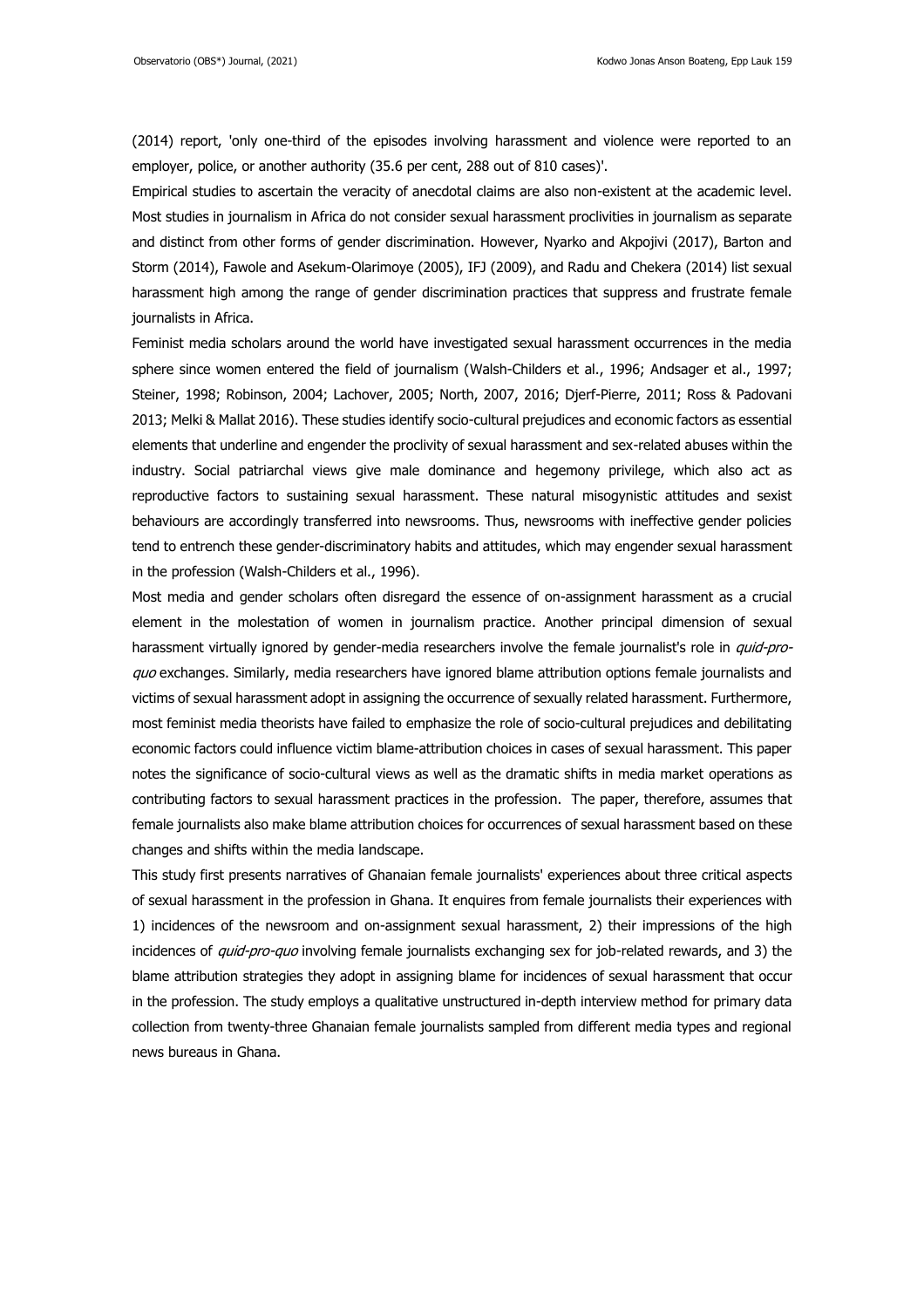(2014) report, 'only one-third of the episodes involving harassment and violence were reported to an employer, police, or another authority (35.6 per cent, 288 out of 810 cases)'.

Empirical studies to ascertain the veracity of anecdotal claims are also non-existent at the academic level. Most studies in journalism in Africa do not consider sexual harassment proclivities in journalism as separate and distinct from other forms of gender discrimination. However, Nyarko and Akpojivi (2017), Barton and Storm (2014), Fawole and Asekum-Olarimoye (2005), IFJ (2009), and Radu and Chekera (2014) list sexual harassment high among the range of gender discrimination practices that suppress and frustrate female journalists in Africa.

Feminist media scholars around the world have investigated sexual harassment occurrences in the media sphere since women entered the field of journalism (Walsh-Childers et al., 1996; Andsager et al., 1997; Steiner, 1998; Robinson, 2004; Lachover, 2005; North, 2007, 2016; Djerf-Pierre, 2011; Ross & Padovani 2013; Melki & Mallat 2016). These studies identify socio-cultural prejudices and economic factors as essential elements that underline and engender the proclivity of sexual harassment and sex-related abuses within the industry. Social patriarchal views give male dominance and hegemony privilege, which also act as reproductive factors to sustaining sexual harassment. These natural misogynistic attitudes and sexist behaviours are accordingly transferred into newsrooms. Thus, newsrooms with ineffective gender policies tend to entrench these gender-discriminatory habits and attitudes, which may engender sexual harassment in the profession (Walsh-Childers et al., 1996).

Most media and gender scholars often disregard the essence of on-assignment harassment as a crucial element in the molestation of women in journalism practice. Another principal dimension of sexual harassment virtually ignored by gender-media researchers involve the female journalist's role in *quid-pro-quo* exchanges. Similarly, media researchers have ignored blame attribution options female journalists and victims of sexual harassment adopt in assigning the occurrence of sexually related harassment. Furthermore, most feminist media theorists have failed to emphasize the role of socio-cultural prejudices and debilitating economic factors could influence victim blame-attribution choices in cases of sexual harassment. This paper notes the significance of socio-cultural views as well as the dramatic shifts in media market operations as contributing factors to sexual harassment practices in the profession. The paper, therefore, assumes that female journalists also make blame attribution choices for occurrences of sexual harassment based on these changes and shifts within the media landscape.

This study first presents narratives of Ghanaian female journalists' experiences about three critical aspects of sexual harassment in the profession in Ghana. It enquires from female journalists their experiences with 1) incidences of the newsroom and on-assignment sexual harassment, 2) their impressions of the high incidences of *quid-pro-quo* involving female journalists exchanging sex for job-related rewards, and 3) the blame attribution strategies they adopt in assigning blame for incidences of sexual harassment that occur in the profession. The study employs a qualitative unstructured in-depth interview method for primary data collection from twenty-three Ghanaian female journalists sampled from different media types and regional news bureaus in Ghana.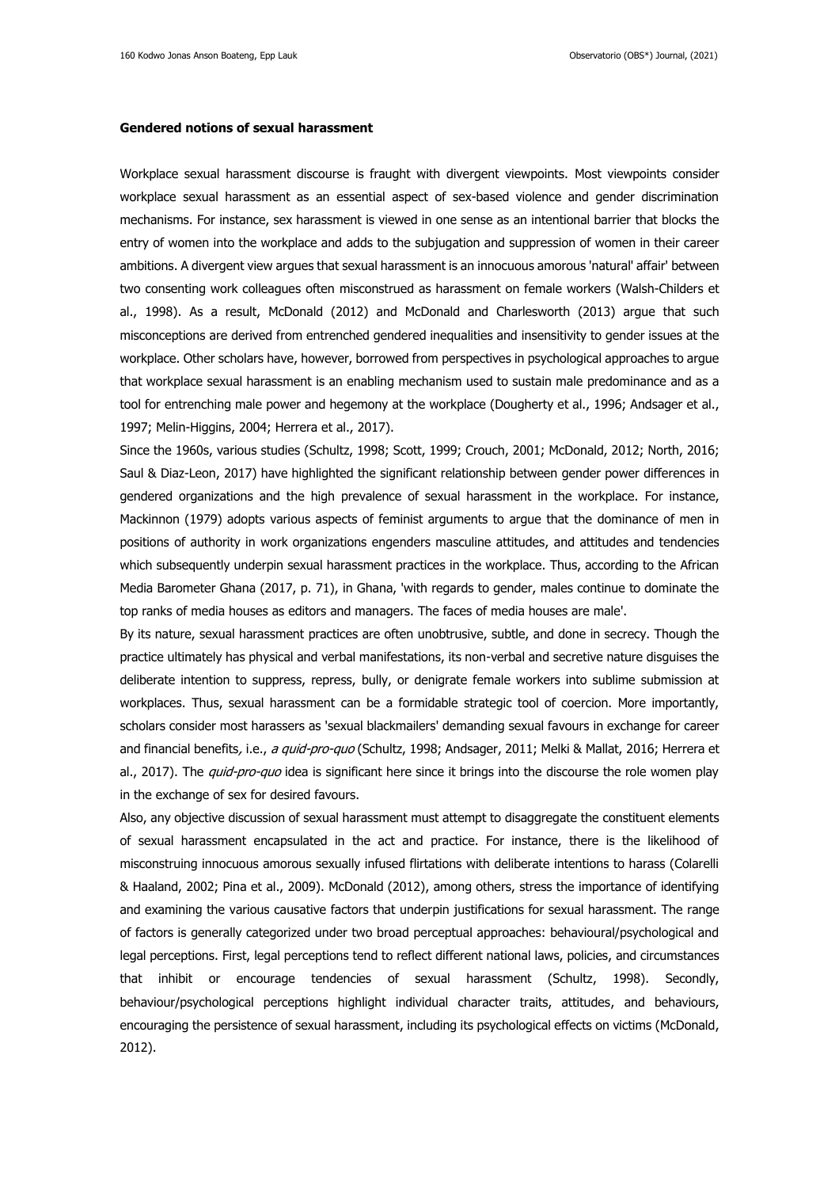**Gendered notions of sexual harassment**

Workplace sexual harassment discourse is fraught with divergent viewpoints. Most viewpoints consider workplace sexual harassment as an essential aspect of sex-based violence and gender discrimination mechanisms. For instance, sex harassment is viewed in one sense as an intentional barrier that blocks the entry of women into the workplace and adds to the subjugation and suppression of women in their career ambitions. A divergent view argues that sexual harassment is an innocuous amorous 'natural' affair' between two consenting work colleagues often misconstrued as harassment on female workers (Walsh-Childers et al., 1998). As a result, McDonald (2012) and McDonald and Charlesworth (2013) argue that such misconceptions are derived from entrenched gendered inequalities and insensitivity to gender issues at the workplace. Other scholars have, however, borrowed from perspectives in psychological approaches to argue that workplace sexual harassment is an enabling mechanism used to sustain male predominance and as a tool for entrenching male power and hegemony at the workplace (Dougherty et al., 1996; Andsager et al., 1997; Melin-Higgins, 2004; Herrera et al., 2017).

Since the 1960s, various studies (Schultz, 1998; Scott, 1999; Crouch, 2001; McDonald, 2012; North, 2016; Saul & Diaz-Leon, 2017) have highlighted the significant relationship between gender power differences in gendered organizations and the high prevalence of sexual harassment in the workplace. For instance, Mackinnon (1979) adopts various aspects of feminist arguments to argue that the dominance of men in positions of authority in work organizations engenders masculine attitudes, and attitudes and tendencies which subsequently underpin sexual harassment practices in the workplace. Thus, according to the African Media Barometer Ghana (2017, p. 71), in Ghana, 'with regards to gender, males continue to dominate the top ranks of media houses as editors and managers. The faces of media houses are male'.

By its nature, sexual harassment practices are often unobtrusive, subtle, and done in secrecy. Though the practice ultimately has physical and verbal manifestations, its non-verbal and secretive nature disguises the deliberate intention to suppress, repress, bully, or denigrate female workers into sublime submission at workplaces. Thus, sexual harassment can be a formidable strategic tool of coercion. More importantly, scholars consider most harassers as 'sexual blackmailers' demanding sexual favours in exchange for career and financial benefits*,* i.e., *a quid-pro-quo* (Schultz, 1998; Andsager, 2011; Melki & Mallat, 2016; Herrera et al., 2017). The *quid-pro-quo* idea is significant here since it brings into the discourse the role women play in the exchange of sex for desired favours.

Also, any objective discussion of sexual harassment must attempt to disaggregate the constituent elements of sexual harassment encapsulated in the act and practice. For instance, there is the likelihood of misconstruing innocuous amorous sexually infused flirtations with deliberate intentions to harass (Colarelli & Haaland, 2002; Pina et al., 2009). McDonald (2012), among others, stress the importance of identifying and examining the various causative factors that underpin justifications for sexual harassment. The range of factors is generally categorized under two broad perceptual approaches: behavioural/psychological and legal perceptions. First, legal perceptions tend to reflect different national laws, policies, and circumstances that inhibit or encourage tendencies of sexual harassment (Schultz, 1998). Secondly, behaviour/psychological perceptions highlight individual character traits, attitudes, and behaviours, encouraging the persistence of sexual harassment, including its psychological effects on victims (McDonald, 2012).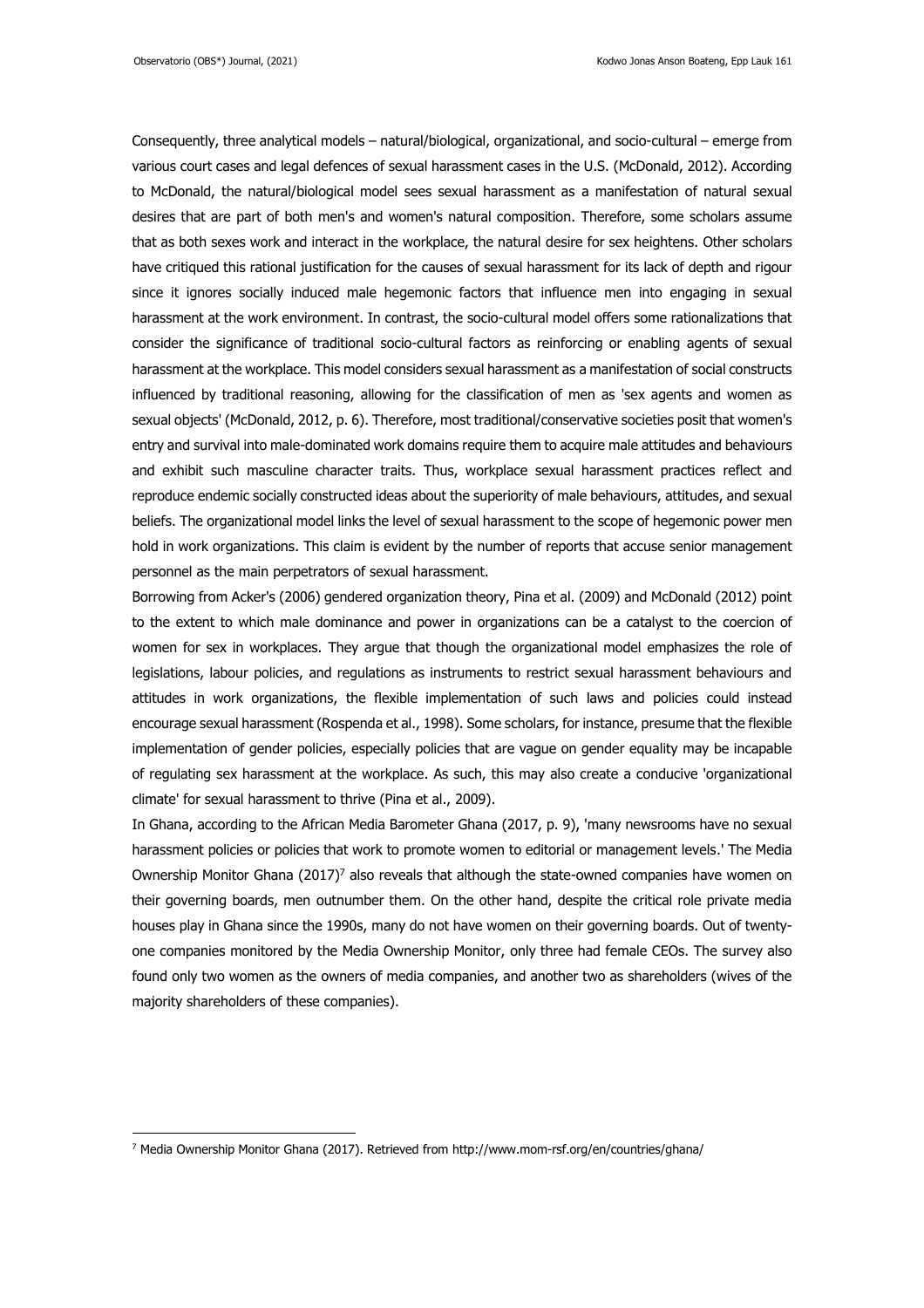Consequently, three analytical models – natural/biological, organizational, and socio-cultural – emerge from various court cases and legal defences of sexual harassment cases in the U.S. (McDonald, 2012). According to McDonald, the natural/biological model sees sexual harassment as a manifestation of natural sexual desires that are part of both men's and women's natural composition. Therefore, some scholars assume that as both sexes work and interact in the workplace, the natural desire for sex heightens. Other scholars have critiqued this rational justification for the causes of sexual harassment for its lack of depth and rigour since it ignores socially induced male hegemonic factors that influence men into engaging in sexual harassment at the work environment. In contrast, the socio-cultural model offers some rationalizations that consider the significance of traditional socio-cultural factors as reinforcing or enabling agents of sexual harassment at the workplace. This model considers sexual harassment as a manifestation of social constructs influenced by traditional reasoning, allowing for the classification of men as 'sex agents and women as sexual objects' (McDonald, 2012, p. 6). Therefore, most traditional/conservative societies posit that women's entry and survival into male-dominated work domains require them to acquire male attitudes and behaviours and exhibit such masculine character traits. Thus, workplace sexual harassment practices reflect and reproduce endemic socially constructed ideas about the superiority of male behaviours, attitudes, and sexual beliefs. The organizational model links the level of sexual harassment to the scope of hegemonic power men hold in work organizations. This claim is evident by the number of reports that accuse senior management personnel as the main perpetrators of sexual harassment.

Borrowing from Acker's (2006) gendered organization theory, Pina et al. (2009) and McDonald (2012) point to the extent to which male dominance and power in organizations can be a catalyst to the coercion of women for sex in workplaces. They argue that though the organizational model emphasizes the role of legislations, labour policies, and regulations as instruments to restrict sexual harassment behaviours and attitudes in work organizations, the flexible implementation of such laws and policies could instead encourage sexual harassment (Rospenda et al., 1998). Some scholars, for instance, presume that the flexible implementation of gender policies, especially policies that are vague on gender equality may be incapable of regulating sex harassment at the workplace. As such, this may also create a conducive 'organizational climate' for sexual harassment to thrive (Pina et al., 2009).

In Ghana, according to the African Media Barometer Ghana (2017, p. 9), 'many newsrooms have no sexual harassment policies or policies that work to promote women to editorial or management levels.' The Media Ownership Monitor Ghana (2017)[7] also reveals that although the state-owned companies have women on their governing boards, men outnumber them. On the other hand, despite the critical role private media houses play in Ghana since the 1990s, many do not have women on their governing boards. Out of twenty-one companies monitored by the Media Ownership Monitor, only three had female CEOs. The survey also found only two women as the owners of media companies, and another two as shareholders (wives of the majority shareholders of these companies).

[7] Media Ownership Monitor Ghana (2017). Retrieved from http://www.mom-rsf.org/en/countries/ghana/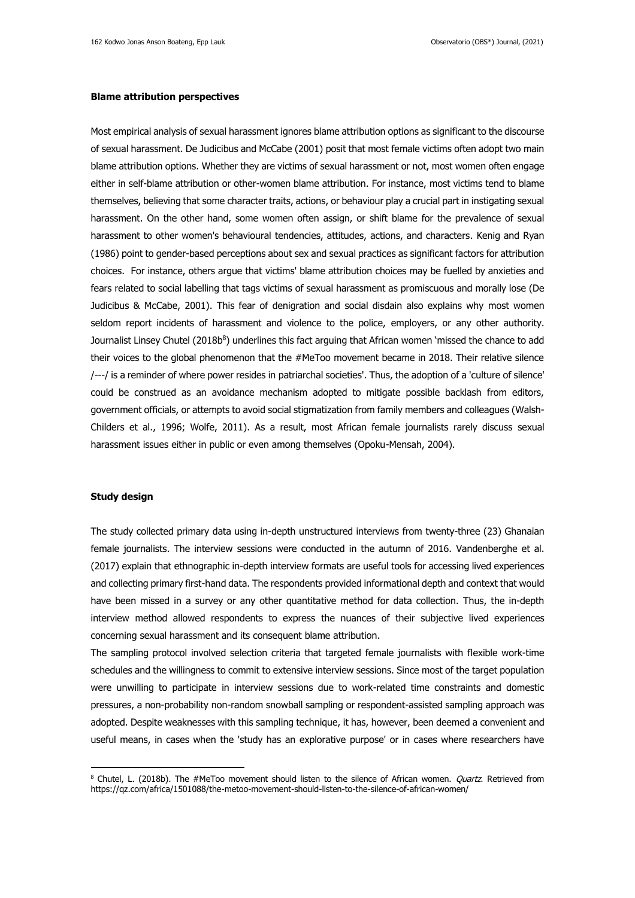**Blame attribution perspectives**

Most empirical analysis of sexual harassment ignores blame attribution options as significant to the discourse of sexual harassment. De Judicibus and McCabe (2001) posit that most female victims often adopt two main blame attribution options. Whether they are victims of sexual harassment or not, most women often engage either in self-blame attribution or other-women blame attribution. For instance, most victims tend to blame themselves, believing that some character traits, actions, or behaviour play a crucial part in instigating sexual harassment. On the other hand, some women often assign, or shift blame for the prevalence of sexual harassment to other women's behavioural tendencies, attitudes, actions, and characters. Kenig and Ryan (1986) point to gender-based perceptions about sex and sexual practices as significant factors for attribution choices. For instance, others argue that victims' blame attribution choices may be fuelled by anxieties and fears related to social labelling that tags victims of sexual harassment as promiscuous and morally lose (De Judicibus & McCabe, 2001). This fear of denigration and social disdain also explains why most women seldom report incidents of harassment and violence to the police, employers, or any other authority. Journalist Linsey Chutel (2018b[8]) underlines this fact arguing that African women 'missed the chance to add their voices to the global phenomenon that the #MeToo movement became in 2018. Their relative silence /---/ is a reminder of where power resides in patriarchal societies'. Thus, the adoption of a 'culture of silence' could be construed as an avoidance mechanism adopted to mitigate possible backlash from editors, government officials, or attempts to avoid social stigmatization from family members and colleagues (Walsh-Childers et al., 1996; Wolfe, 2011). As a result, most African female journalists rarely discuss sexual harassment issues either in public or even among themselves (Opoku-Mensah, 2004).

**Study design**

The study collected primary data using in-depth unstructured interviews from twenty-three (23) Ghanaian female journalists. The interview sessions were conducted in the autumn of 2016. Vandenberghe et al. (2017) explain that ethnographic in-depth interview formats are useful tools for accessing lived experiences and collecting primary first-hand data. The respondents provided informational depth and context that would have been missed in a survey or any other quantitative method for data collection. Thus, the in-depth interview method allowed respondents to express the nuances of their subjective lived experiences concerning sexual harassment and its consequent blame attribution.

The sampling protocol involved selection criteria that targeted female journalists with flexible work-time schedules and the willingness to commit to extensive interview sessions. Since most of the target population were unwilling to participate in interview sessions due to work-related time constraints and domestic pressures, a non-probability non-random snowball sampling or respondent-assisted sampling approach was adopted. Despite weaknesses with this sampling technique, it has, however, been deemed a convenient and useful means, in cases when the 'study has an explorative purpose' or in cases where researchers have

[8] Chutel, L. (2018b). The #MeToo movement should listen to the silence of African women. *Quartz*. Retrieved from https://qz.com/africa/1501088/the-metoo-movement-should-listen-to-the-silence-of-african-women/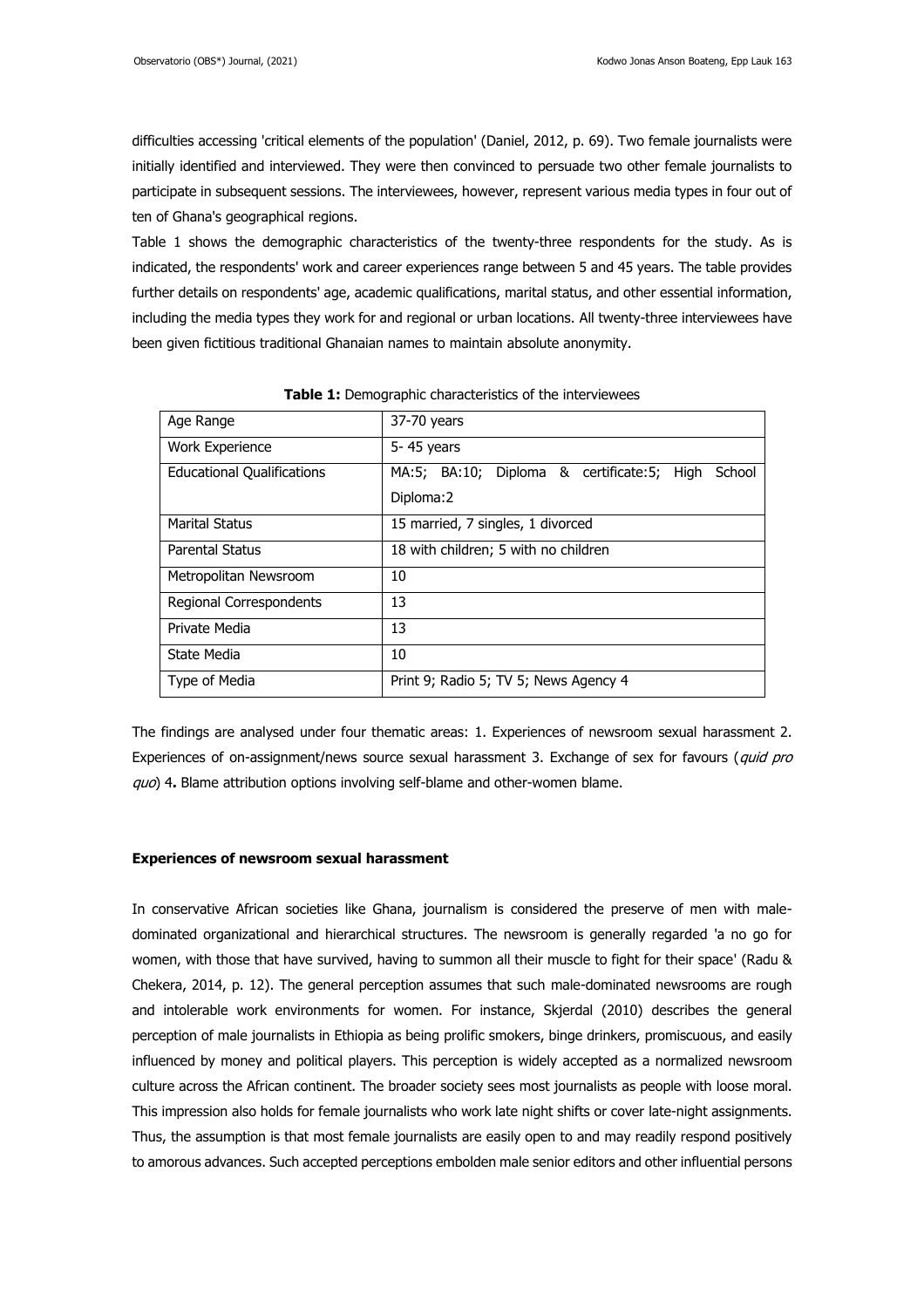difficulties accessing 'critical elements of the population' (Daniel, 2012, p. 69). Two female journalists were initially identified and interviewed. They were then convinced to persuade two other female journalists to participate in subsequent sessions. The interviewees, however, represent various media types in four out of ten of Ghana's geographical regions.

Table 1 shows the demographic characteristics of the twenty-three respondents for the study. As is indicated, the respondents' work and career experiences range between 5 and 45 years. The table provides further details on respondents' age, academic qualifications, marital status, and other essential information, including the media types they work for and regional or urban locations. All twenty-three interviewees have been given fictitious traditional Ghanaian names to maintain absolute anonymity.

**Table 1:** Demographic characteristics of the interviewees

| Age Range | 37-70 years |
|---|---|
| Work Experience | 5- 45 years |
| Educational Qualifications | MA:5; BA:10; Diploma & certificate:5; High School Diploma:2 |
| Marital Status | 15 married, 7 singles, 1 divorced |
| Parental Status | 18 with children; 5 with no children |
| Metropolitan Newsroom | 10 |
| Regional Correspondents | 13 |
| Private Media | 13 |
| State Media | 10 |
| Type of Media | Print 9; Radio 5; TV 5; News Agency 4 |

The findings are analysed under four thematic areas: 1. Experiences of newsroom sexual harassment 2. Experiences of on-assignment/news source sexual harassment 3. Exchange of sex for favours (*quid pro quo*) 4**.** Blame attribution options involving self-blame and other-women blame.

### Experiences of newsroom sexual harassment

In conservative African societies like Ghana, journalism is considered the preserve of men with male-dominated organizational and hierarchical structures. The newsroom is generally regarded 'a no go for women, with those that have survived, having to summon all their muscle to fight for their space' (Radu & Chekera, 2014, p. 12). The general perception assumes that such male-dominated newsrooms are rough and intolerable work environments for women. For instance, Skjerdal (2010) describes the general perception of male journalists in Ethiopia as being prolific smokers, binge drinkers, promiscuous, and easily influenced by money and political players. This perception is widely accepted as a normalized newsroom culture across the African continent. The broader society sees most journalists as people with loose moral. This impression also holds for female journalists who work late night shifts or cover late-night assignments. Thus, the assumption is that most female journalists are easily open to and may readily respond positively to amorous advances. Such accepted perceptions embolden male senior editors and other influential persons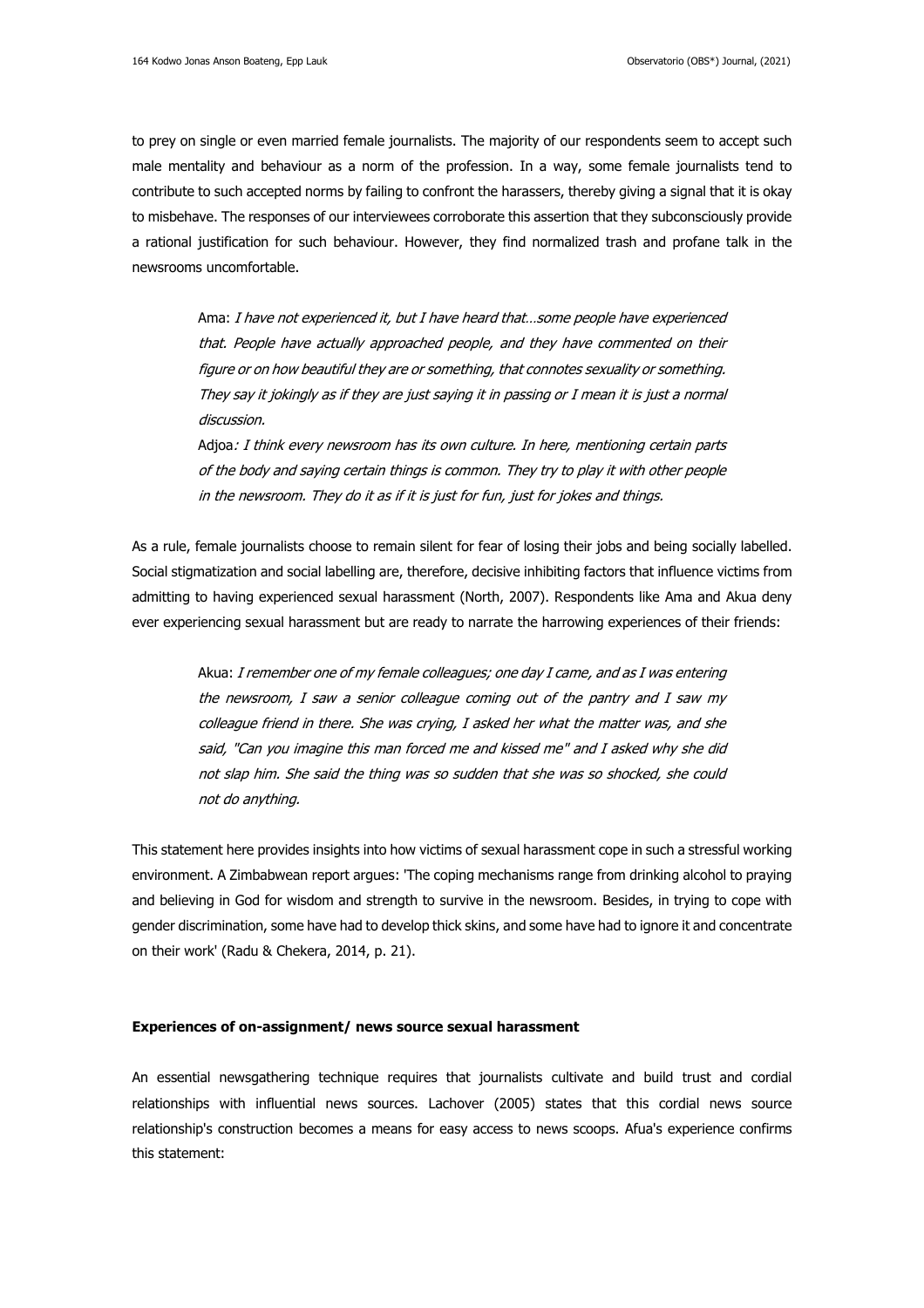to prey on single or even married female journalists. The majority of our respondents seem to accept such male mentality and behaviour as a norm of the profession. In a way, some female journalists tend to contribute to such accepted norms by failing to confront the harassers, thereby giving a signal that it is okay to misbehave. The responses of our interviewees corroborate this assertion that they subconsciously provide a rational justification for such behaviour. However, they find normalized trash and profane talk in the newsrooms uncomfortable.

> Ama: *I have not experienced it, but I have heard that…some people have experienced that. People have actually approached people, and they have commented on their figure or on how beautiful they are or something, that connotes sexuality or something. They say it jokingly as if they are just saying it in passing or I mean it is just a normal discussion.*
>
> Adjoa*: I think every newsroom has its own culture. In here, mentioning certain parts of the body and saying certain things is common. They try to play it with other people in the newsroom. They do it as if it is just for fun, just for jokes and things.*

As a rule, female journalists choose to remain silent for fear of losing their jobs and being socially labelled. Social stigmatization and social labelling are, therefore, decisive inhibiting factors that influence victims from admitting to having experienced sexual harassment (North, 2007). Respondents like Ama and Akua deny ever experiencing sexual harassment but are ready to narrate the harrowing experiences of their friends:

> Akua: *I remember one of my female colleagues; one day I came, and as I was entering the newsroom, I saw a senior colleague coming out of the pantry and I saw my colleague friend in there. She was crying, I asked her what the matter was, and she said, "Can you imagine this man forced me and kissed me" and I asked why she did not slap him. She said the thing was so sudden that she was so shocked, she could not do anything.*

This statement here provides insights into how victims of sexual harassment cope in such a stressful working environment. A Zimbabwean report argues: 'The coping mechanisms range from drinking alcohol to praying and believing in God for wisdom and strength to survive in the newsroom. Besides, in trying to cope with gender discrimination, some have had to develop thick skins, and some have had to ignore it and concentrate on their work' (Radu & Chekera, 2014, p. 21).

### Experiences of on-assignment/ news source sexual harassment

An essential newsgathering technique requires that journalists cultivate and build trust and cordial relationships with influential news sources. Lachover (2005) states that this cordial news source relationship's construction becomes a means for easy access to news scoops. Afua's experience confirms this statement: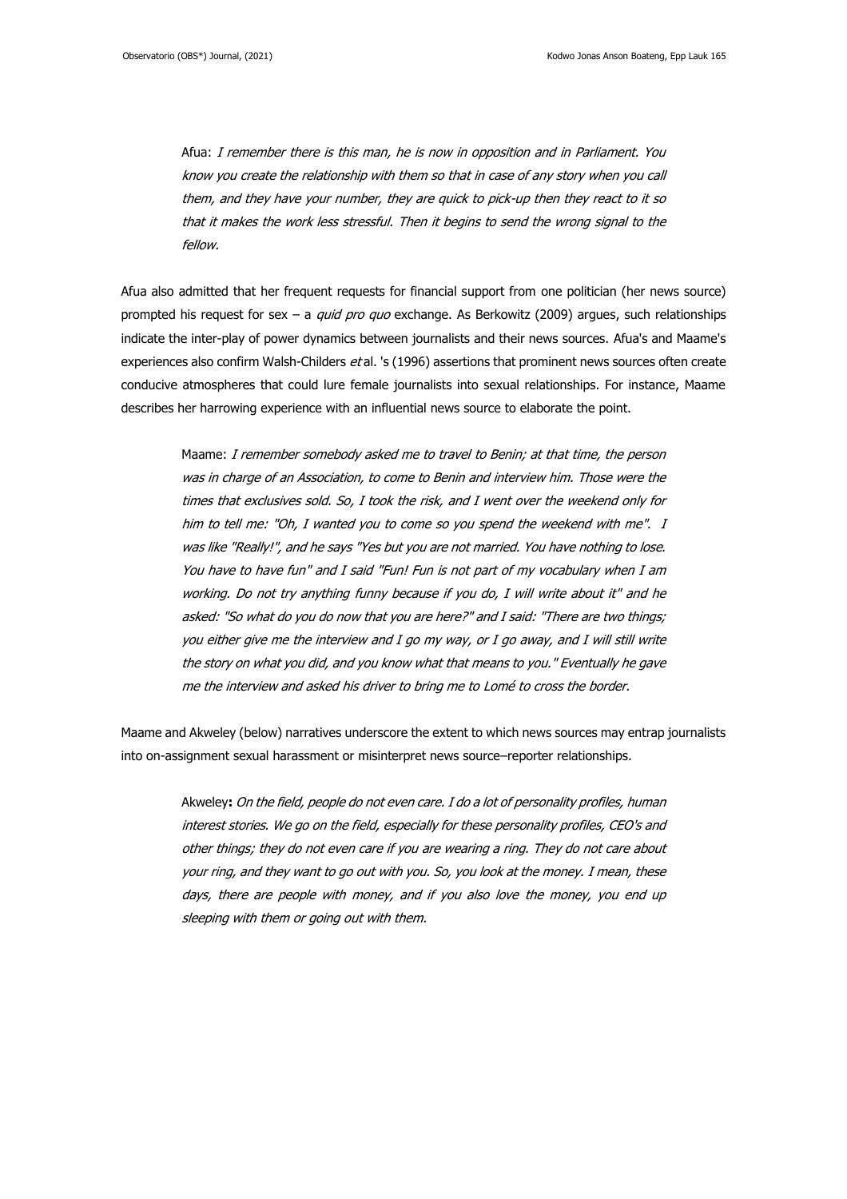> Afua: *I remember there is this man, he is now in opposition and in Parliament. You know you create the relationship with them so that in case of any story when you call them, and they have your number, they are quick to pick-up then they react to it so that it makes the work less stressful. Then it begins to send the wrong signal to the fellow.*

Afua also admitted that her frequent requests for financial support from one politician (her news source) prompted his request for sex – a *quid pro quo* exchange. As Berkowitz (2009) argues, such relationships indicate the inter-play of power dynamics between journalists and their news sources. Afua's and Maame's experiences also confirm Walsh-Childers *et* al. 's (1996) assertions that prominent news sources often create conducive atmospheres that could lure female journalists into sexual relationships. For instance, Maame describes her harrowing experience with an influential news source to elaborate the point.

> Maame: *I remember somebody asked me to travel to Benin; at that time, the person was in charge of an Association, to come to Benin and interview him. Those were the times that exclusives sold. So, I took the risk, and I went over the weekend only for him to tell me: "Oh, I wanted you to come so you spend the weekend with me". I was like "Really!", and he says "Yes but you are not married. You have nothing to lose. You have to have fun" and I said "Fun! Fun is not part of my vocabulary when I am working. Do not try anything funny because if you do, I will write about it" and he asked: "So what do you do now that you are here?" and I said: "There are two things; you either give me the interview and I go my way, or I go away, and I will still write the story on what you did, and you know what that means to you." Eventually he gave me the interview and asked his driver to bring me to Lomé to cross the border.*

Maame and Akweley (below) narratives underscore the extent to which news sources may entrap journalists into on-assignment sexual harassment or misinterpret news source–reporter relationships.

> Akweley**:** *On the field, people do not even care. I do a lot of personality profiles, human interest stories. We go on the field, especially for these personality profiles, CEO's and other things; they do not even care if you are wearing a ring. They do not care about your ring, and they want to go out with you. So, you look at the money. I mean, these days, there are people with money, and if you also love the money, you end up sleeping with them or going out with them.*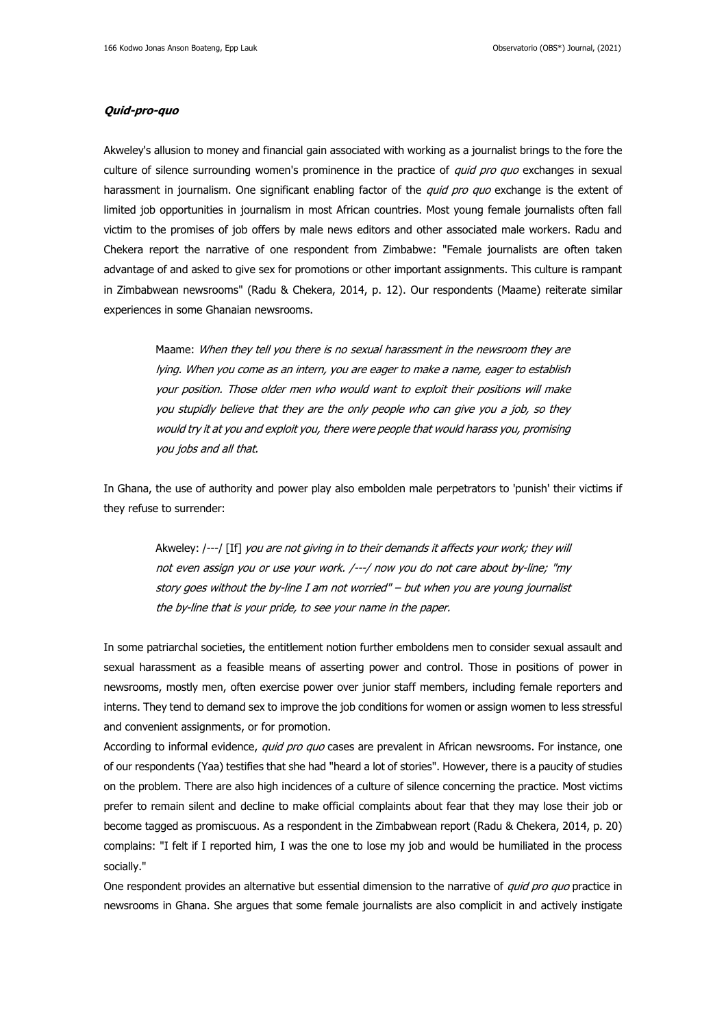#### ***Quid-pro-quo***

Akweley's allusion to money and financial gain associated with working as a journalist brings to the fore the culture of silence surrounding women's prominence in the practice of *quid pro quo* exchanges in sexual harassment in journalism. One significant enabling factor of the *quid pro quo* exchange is the extent of limited job opportunities in journalism in most African countries. Most young female journalists often fall victim to the promises of job offers by male news editors and other associated male workers. Radu and Chekera report the narrative of one respondent from Zimbabwe: "Female journalists are often taken advantage of and asked to give sex for promotions or other important assignments. This culture is rampant in Zimbabwean newsrooms" (Radu & Chekera, 2014, p. 12). Our respondents (Maame) reiterate similar experiences in some Ghanaian newsrooms.

> Maame: *When they tell you there is no sexual harassment in the newsroom they are lying. When you come as an intern, you are eager to make a name, eager to establish your position. Those older men who would want to exploit their positions will make you stupidly believe that they are the only people who can give you a job, so they would try it at you and exploit you, there were people that would harass you, promising you jobs and all that.*

In Ghana, the use of authority and power play also embolden male perpetrators to 'punish' their victims if they refuse to surrender:

> Akweley: /---/ [If] *you are not giving in to their demands it affects your work; they will not even assign you or use your work. /---/ now you do not care about by-line; "my story goes without the by-line I am not worried" – but when you are young journalist the by-line that is your pride, to see your name in the paper.*

In some patriarchal societies, the entitlement notion further emboldens men to consider sexual assault and sexual harassment as a feasible means of asserting power and control. Those in positions of power in newsrooms, mostly men, often exercise power over junior staff members, including female reporters and interns. They tend to demand sex to improve the job conditions for women or assign women to less stressful and convenient assignments, or for promotion.

According to informal evidence, *quid pro quo* cases are prevalent in African newsrooms. For instance, one of our respondents (Yaa) testifies that she had "heard a lot of stories". However, there is a paucity of studies on the problem. There are also high incidences of a culture of silence concerning the practice. Most victims prefer to remain silent and decline to make official complaints about fear that they may lose their job or become tagged as promiscuous. As a respondent in the Zimbabwean report (Radu & Chekera, 2014, p. 20) complains: "I felt if I reported him, I was the one to lose my job and would be humiliated in the process socially."

One respondent provides an alternative but essential dimension to the narrative of *quid pro quo* practice in newsrooms in Ghana. She argues that some female journalists are also complicit in and actively instigate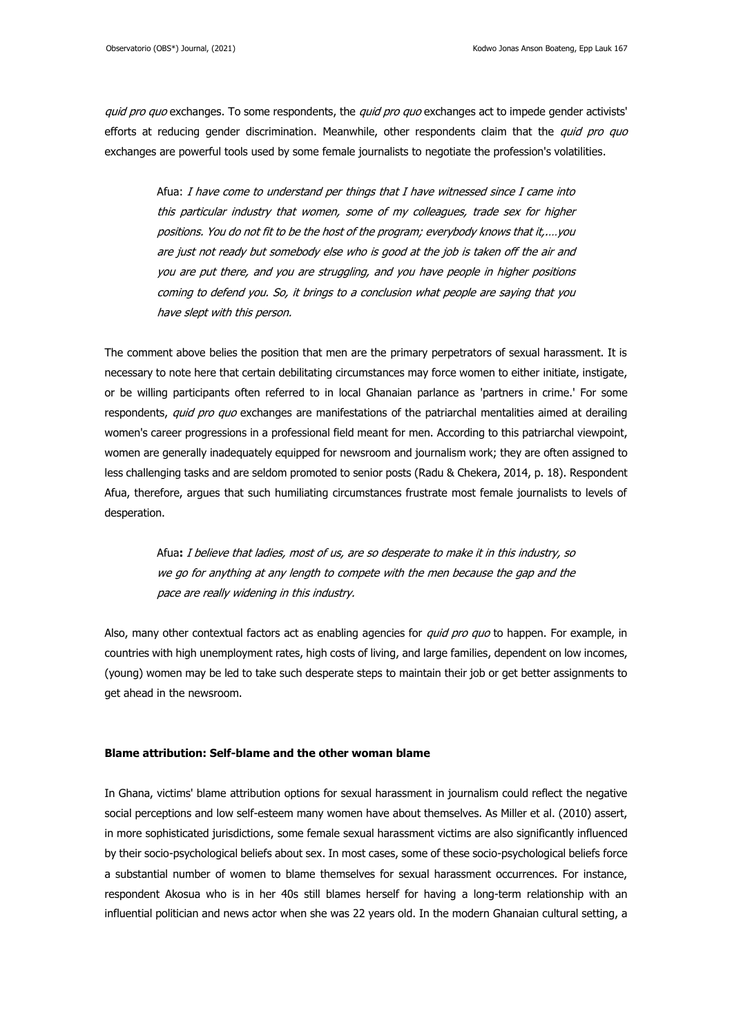*quid pro quo* exchanges. To some respondents, the *quid pro quo* exchanges act to impede gender activists' efforts at reducing gender discrimination. Meanwhile, other respondents claim that the *quid pro quo* exchanges are powerful tools used by some female journalists to negotiate the profession's volatilities.

> Afua: *I have come to understand per things that I have witnessed since I came into this particular industry that women, some of my colleagues, trade sex for higher positions. You do not fit to be the host of the program; everybody knows that it,….you are just not ready but somebody else who is good at the job is taken off the air and you are put there, and you are struggling, and you have people in higher positions coming to defend you. So, it brings to a conclusion what people are saying that you have slept with this person.*

The comment above belies the position that men are the primary perpetrators of sexual harassment. It is necessary to note here that certain debilitating circumstances may force women to either initiate, instigate, or be willing participants often referred to in local Ghanaian parlance as 'partners in crime.' For some respondents, *quid pro quo* exchanges are manifestations of the patriarchal mentalities aimed at derailing women's career progressions in a professional field meant for men. According to this patriarchal viewpoint, women are generally inadequately equipped for newsroom and journalism work; they are often assigned to less challenging tasks and are seldom promoted to senior posts (Radu & Chekera, 2014, p. 18). Respondent Afua, therefore, argues that such humiliating circumstances frustrate most female journalists to levels of desperation.

> **Afua:** *I believe that ladies, most of us, are so desperate to make it in this industry, so we go for anything at any length to compete with the men because the gap and the pace are really widening in this industry.*

Also, many other contextual factors act as enabling agencies for *quid pro quo* to happen. For example, in countries with high unemployment rates, high costs of living, and large families, dependent on low incomes, (young) women may be led to take such desperate steps to maintain their job or get better assignments to get ahead in the newsroom.

**Blame attribution: Self-blame and the other woman blame**

In Ghana, victims' blame attribution options for sexual harassment in journalism could reflect the negative social perceptions and low self-esteem many women have about themselves. As Miller et al. (2010) assert, in more sophisticated jurisdictions, some female sexual harassment victims are also significantly influenced by their socio-psychological beliefs about sex. In most cases, some of these socio-psychological beliefs force a substantial number of women to blame themselves for sexual harassment occurrences. For instance, respondent Akosua who is in her 40s still blames herself for having a long-term relationship with an influential politician and news actor when she was 22 years old. In the modern Ghanaian cultural setting, a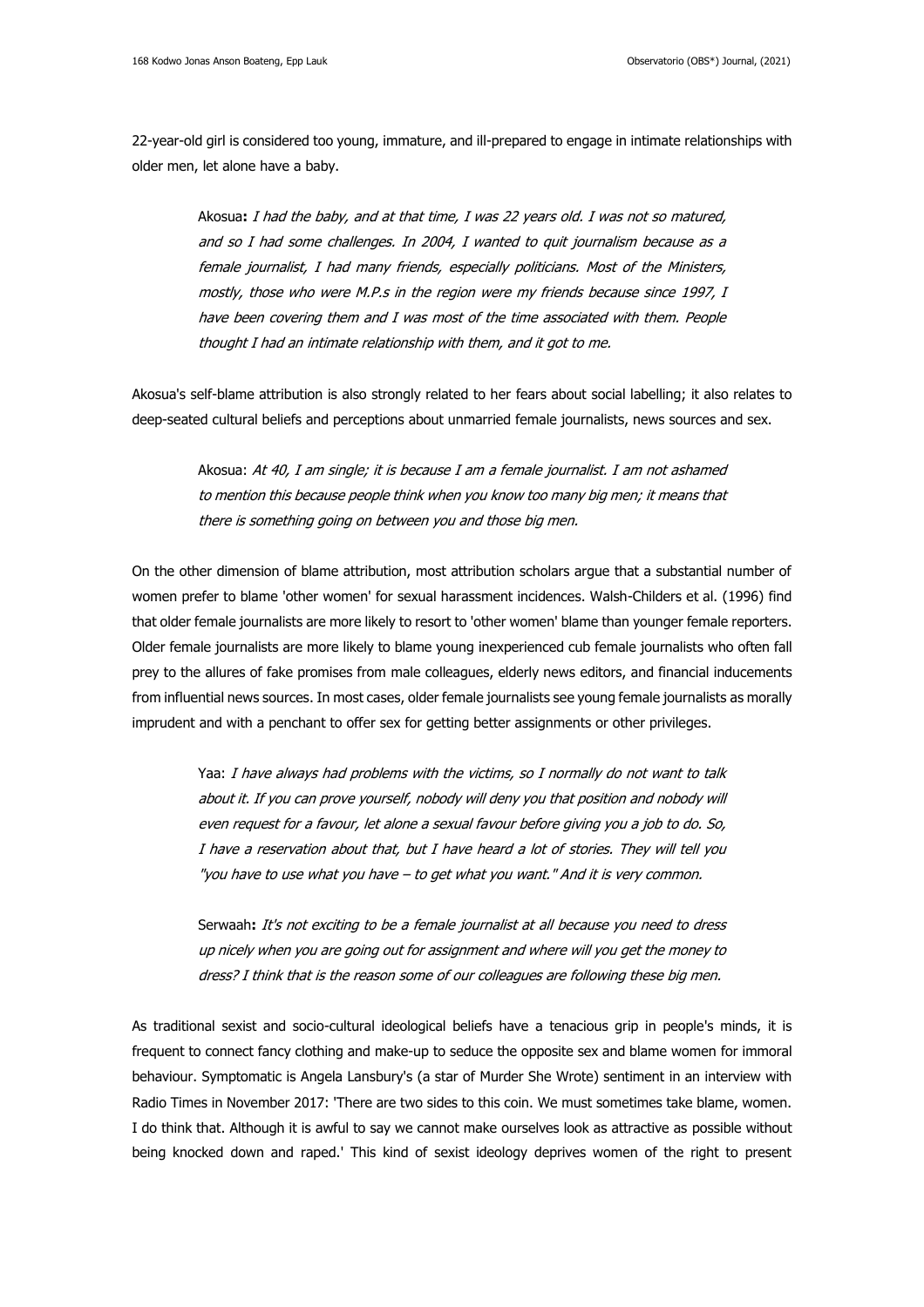22-year-old girl is considered too young, immature, and ill-prepared to engage in intimate relationships with older men, let alone have a baby.

> Akosua**:** *I had the baby, and at that time, I was 22 years old. I was not so matured, and so I had some challenges. In 2004, I wanted to quit journalism because as a female journalist, I had many friends, especially politicians. Most of the Ministers, mostly, those who were M.P.s in the region were my friends because since 1997, I have been covering them and I was most of the time associated with them. People thought I had an intimate relationship with them, and it got to me.*

Akosua's self-blame attribution is also strongly related to her fears about social labelling; it also relates to deep-seated cultural beliefs and perceptions about unmarried female journalists, news sources and sex.

> Akosua: *At 40, I am single; it is because I am a female journalist. I am not ashamed to mention this because people think when you know too many big men; it means that there is something going on between you and those big men.*

On the other dimension of blame attribution, most attribution scholars argue that a substantial number of women prefer to blame 'other women' for sexual harassment incidences. Walsh-Childers et al. (1996) find that older female journalists are more likely to resort to 'other women' blame than younger female reporters. Older female journalists are more likely to blame young inexperienced cub female journalists who often fall prey to the allures of fake promises from male colleagues, elderly news editors, and financial inducements from influential news sources. In most cases, older female journalists see young female journalists as morally imprudent and with a penchant to offer sex for getting better assignments or other privileges.

> Yaa: *I have always had problems with the victims, so I normally do not want to talk about it. If you can prove yourself, nobody will deny you that position and nobody will even request for a favour, let alone a sexual favour before giving you a job to do. So, I have a reservation about that, but I have heard a lot of stories. They will tell you "you have to use what you have – to get what you want." And it is very common.*

> Serwaah**:** *It's not exciting to be a female journalist at all because you need to dress up nicely when you are going out for assignment and where will you get the money to dress? I think that is the reason some of our colleagues are following these big men.*

As traditional sexist and socio-cultural ideological beliefs have a tenacious grip in people's minds, it is frequent to connect fancy clothing and make-up to seduce the opposite sex and blame women for immoral behaviour. Symptomatic is Angela Lansbury's (a star of Murder She Wrote) sentiment in an interview with Radio Times in November 2017: 'There are two sides to this coin. We must sometimes take blame, women. I do think that. Although it is awful to say we cannot make ourselves look as attractive as possible without being knocked down and raped.' This kind of sexist ideology deprives women of the right to present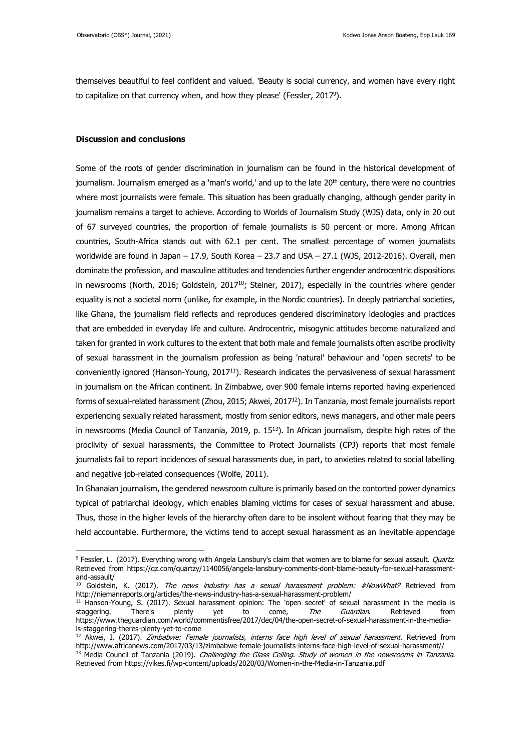themselves beautiful to feel confident and valued. 'Beauty is social currency, and women have every right to capitalize on that currency when, and how they please' (Fessler, 2017[9]).

**Discussion and conclusions**

Some of the roots of gender discrimination in journalism can be found in the historical development of journalism. Journalism emerged as a 'man's world,' and up to the late 20th century, there were no countries where most journalists were female. This situation has been gradually changing, although gender parity in journalism remains a target to achieve. According to Worlds of Journalism Study (WJS) data, only in 20 out of 67 surveyed countries, the proportion of female journalists is 50 percent or more. Among African countries, South-Africa stands out with 62.1 per cent. The smallest percentage of women journalists worldwide are found in Japan – 17.9, South Korea – 23.7 and USA – 27.1 (WJS, 2012-2016). Overall, men dominate the profession, and masculine attitudes and tendencies further engender androcentric dispositions in newsrooms (North, 2016; Goldstein, 2017[10]; Steiner, 2017), especially in the countries where gender equality is not a societal norm (unlike, for example, in the Nordic countries). In deeply patriarchal societies, like Ghana, the journalism field reflects and reproduces gendered discriminatory ideologies and practices that are embedded in everyday life and culture. Androcentric, misogynic attitudes become naturalized and taken for granted in work cultures to the extent that both male and female journalists often ascribe proclivity of sexual harassment in the journalism profession as being 'natural' behaviour and 'open secrets' to be conveniently ignored (Hanson-Young, 2017[11]). Research indicates the pervasiveness of sexual harassment in journalism on the African continent. In Zimbabwe, over 900 female interns reported having experienced forms of sexual-related harassment (Zhou, 2015; Akwei, 2017[12]). In Tanzania, most female journalists report experiencing sexually related harassment, mostly from senior editors, news managers, and other male peers in newsrooms (Media Council of Tanzania, 2019, p. 15[13]). In African journalism, despite high rates of the proclivity of sexual harassments, the Committee to Protect Journalists (CPJ) reports that most female journalists fail to report incidences of sexual harassments due, in part, to anxieties related to social labelling and negative job-related consequences (Wolfe, 2011).

In Ghanaian journalism, the gendered newsroom culture is primarily based on the contorted power dynamics typical of patriarchal ideology, which enables blaming victims for cases of sexual harassment and abuse. Thus, those in the higher levels of the hierarchy often dare to be insolent without fearing that they may be held accountable. Furthermore, the victims tend to accept sexual harassment as an inevitable appendage

---

[9] Fessler, L. (2017). Everything wrong with Angela Lansbury's claim that women are to blame for sexual assault. *Quartz*. Retrieved from https://qz.com/quartzy/1140056/angela-lansbury-comments-dont-blame-beauty-for-sexual-harassment-and-assault/

[10] Goldstein, K. (2017). *The news industry has a sexual harassment problem: #NowWhat?* Retrieved from http://niemanreports.org/articles/the-news-industry-has-a-sexual-harassment-problem/

[11] Hanson-Young, S. (2017). Sexual harassment opinion: The 'open secret' of sexual harassment in the media is staggering. There's plenty yet to come, *The Guardian*. Retrieved from https://www.theguardian.com/world/commentisfree/2017/dec/04/the-open-secret-of-sexual-harassment-in-the-media-is-staggering-theres-plenty-yet-to-come

[12] Akwei, I. (2017). *Zimbabwe: Female journalists, interns face high level of sexual harassment*. Retrieved from http://www.africanews.com/2017/03/13/zimbabwe-female-journalists-interns-face-high-level-of-sexual-harassment//

[13] Media Council of Tanzania (2019). *Challenging the Glass Ceiling. Study of women in the newsrooms in Tanzania*. Retrieved from https://vikes.fi/wp-content/uploads/2020/03/Women-in-the-Media-in-Tanzania.pdf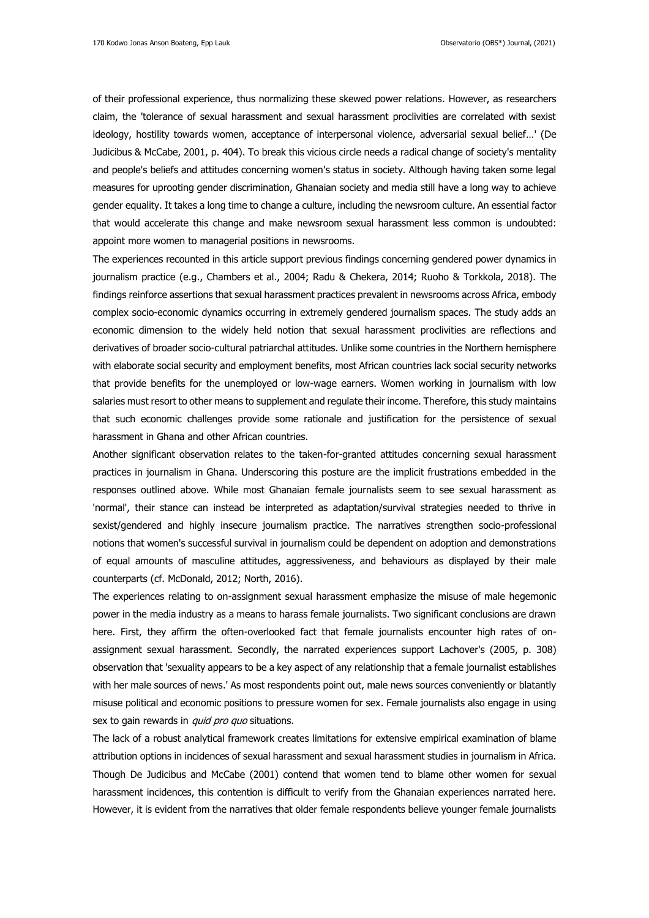of their professional experience, thus normalizing these skewed power relations. However, as researchers claim, the 'tolerance of sexual harassment and sexual harassment proclivities are correlated with sexist ideology, hostility towards women, acceptance of interpersonal violence, adversarial sexual belief…' (De Judicibus & McCabe, 2001, p. 404). To break this vicious circle needs a radical change of society's mentality and people's beliefs and attitudes concerning women's status in society. Although having taken some legal measures for uprooting gender discrimination, Ghanaian society and media still have a long way to achieve gender equality. It takes a long time to change a culture, including the newsroom culture. An essential factor that would accelerate this change and make newsroom sexual harassment less common is undoubted: appoint more women to managerial positions in newsrooms.

The experiences recounted in this article support previous findings concerning gendered power dynamics in journalism practice (e.g., Chambers et al., 2004; Radu & Chekera, 2014; Ruoho & Torkkola, 2018). The findings reinforce assertions that sexual harassment practices prevalent in newsrooms across Africa, embody complex socio-economic dynamics occurring in extremely gendered journalism spaces. The study adds an economic dimension to the widely held notion that sexual harassment proclivities are reflections and derivatives of broader socio-cultural patriarchal attitudes. Unlike some countries in the Northern hemisphere with elaborate social security and employment benefits, most African countries lack social security networks that provide benefits for the unemployed or low-wage earners. Women working in journalism with low salaries must resort to other means to supplement and regulate their income. Therefore, this study maintains that such economic challenges provide some rationale and justification for the persistence of sexual harassment in Ghana and other African countries.

Another significant observation relates to the taken-for-granted attitudes concerning sexual harassment practices in journalism in Ghana. Underscoring this posture are the implicit frustrations embedded in the responses outlined above. While most Ghanaian female journalists seem to see sexual harassment as 'normal', their stance can instead be interpreted as adaptation/survival strategies needed to thrive in sexist/gendered and highly insecure journalism practice. The narratives strengthen socio-professional notions that women's successful survival in journalism could be dependent on adoption and demonstrations of equal amounts of masculine attitudes, aggressiveness, and behaviours as displayed by their male counterparts (cf. McDonald, 2012; North, 2016).

The experiences relating to on-assignment sexual harassment emphasize the misuse of male hegemonic power in the media industry as a means to harass female journalists. Two significant conclusions are drawn here. First, they affirm the often-overlooked fact that female journalists encounter high rates of on-assignment sexual harassment. Secondly, the narrated experiences support Lachover's (2005, p. 308) observation that 'sexuality appears to be a key aspect of any relationship that a female journalist establishes with her male sources of news.' As most respondents point out, male news sources conveniently or blatantly misuse political and economic positions to pressure women for sex. Female journalists also engage in using sex to gain rewards in *quid pro quo* situations.

The lack of a robust analytical framework creates limitations for extensive empirical examination of blame attribution options in incidences of sexual harassment and sexual harassment studies in journalism in Africa. Though De Judicibus and McCabe (2001) contend that women tend to blame other women for sexual harassment incidences, this contention is difficult to verify from the Ghanaian experiences narrated here. However, it is evident from the narratives that older female respondents believe younger female journalists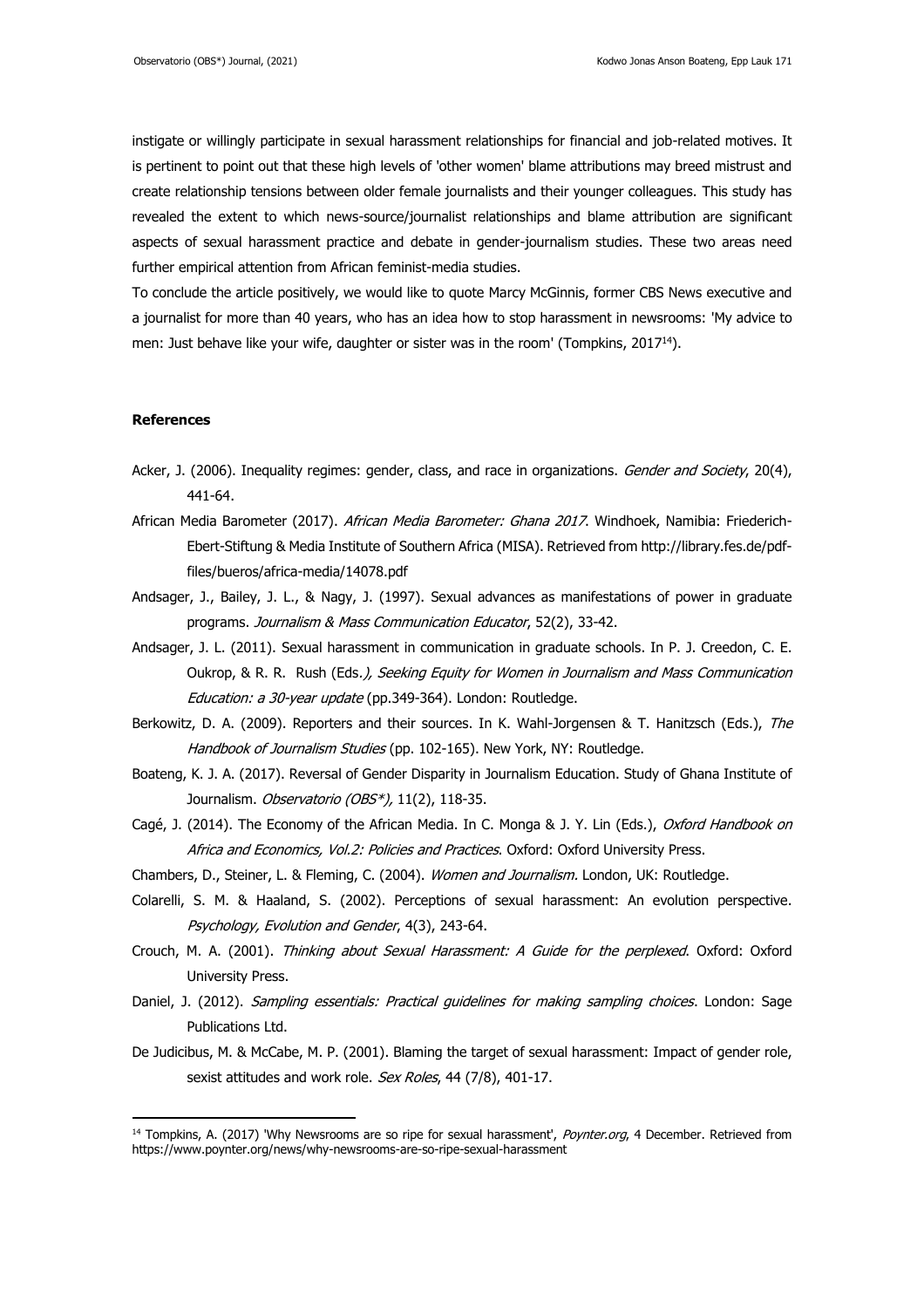instigate or willingly participate in sexual harassment relationships for financial and job-related motives. It is pertinent to point out that these high levels of 'other women' blame attributions may breed mistrust and create relationship tensions between older female journalists and their younger colleagues. This study has revealed the extent to which news-source/journalist relationships and blame attribution are significant aspects of sexual harassment practice and debate in gender-journalism studies. These two areas need further empirical attention from African feminist-media studies.

To conclude the article positively, we would like to quote Marcy McGinnis, former CBS News executive and a journalist for more than 40 years, who has an idea how to stop harassment in newsrooms: 'My advice to men: Just behave like your wife, daughter or sister was in the room' (Tompkins, 2017[14]).

## References

Acker, J. (2006). Inequality regimes: gender, class, and race in organizations. *Gender and Society*, 20(4), 441-64.

African Media Barometer (2017). *African Media Barometer: Ghana 2017*. Windhoek, Namibia: Friederich-Ebert-Stiftung & Media Institute of Southern Africa (MISA). Retrieved from http://library.fes.de/pdf-files/bueros/africa-media/14078.pdf

Andsager, J., Bailey, J. L., & Nagy, J. (1997). Sexual advances as manifestations of power in graduate programs. *Journalism & Mass Communication Educator*, 52(2), 33-42.

Andsager, J. L. (2011). Sexual harassment in communication in graduate schools. In P. J. Creedon, C. E. Oukrop, & R. R. Rush (Eds*.), Seeking Equity for Women in Journalism and Mass Communication Education: a 30-year update* (pp.349-364). London: Routledge.

Berkowitz, D. A. (2009). Reporters and their sources. In K. Wahl-Jorgensen & T. Hanitzsch (Eds.), *The Handbook of Journalism Studies* (pp. 102-165). New York, NY: Routledge.

Boateng, K. J. A. (2017). Reversal of Gender Disparity in Journalism Education. Study of Ghana Institute of Journalism. *Observatorio (OBS\*),* 11(2), 118-35.

Cagé, J. (2014). The Economy of the African Media. In C. Monga & J. Y. Lin (Eds.), *Oxford Handbook on Africa and Economics, Vol.2: Policies and Practices*. Oxford: Oxford University Press.

Chambers, D., Steiner, L. & Fleming, C. (2004). *Women and Journalism.* London, UK: Routledge.

Colarelli, S. M. & Haaland, S. (2002). Perceptions of sexual harassment: An evolution perspective. *Psychology, Evolution and Gender*, 4(3), 243-64.

Crouch, M. A. (2001). *Thinking about Sexual Harassment: A Guide for the perplexed*. Oxford: Oxford University Press.

Daniel, J. (2012). *Sampling essentials: Practical guidelines for making sampling choices*. London: Sage Publications Ltd.

De Judicibus, M. & McCabe, M. P. (2001). Blaming the target of sexual harassment: Impact of gender role, sexist attitudes and work role. *Sex Roles*, 44 (7/8), 401-17.

[14] Tompkins, A. (2017) 'Why Newsrooms are so ripe for sexual harassment', *Poynter.org*, 4 December. Retrieved from https://www.poynter.org/news/why-newsrooms-are-so-ripe-sexual-harassment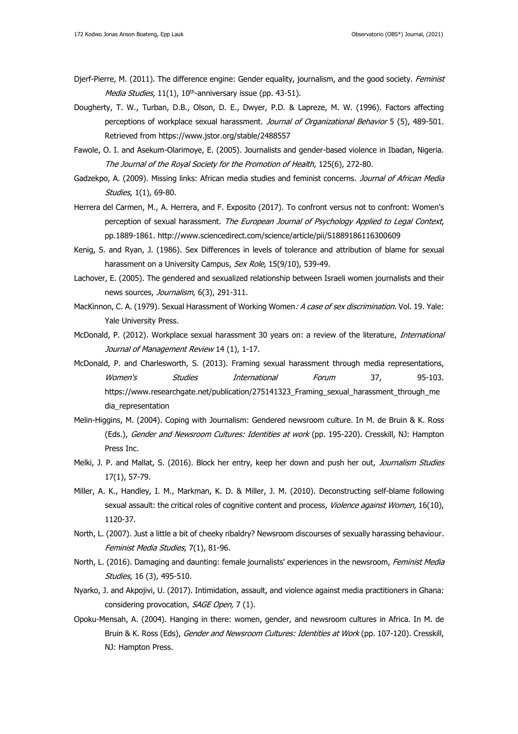Djerf-Pierre, M. (2011). The difference engine: Gender equality, journalism, and the good society. *Feminist Media Studies*, 11(1), 10th-anniversary issue (pp. 43-51).

Dougherty, T. W., Turban, D.B., Olson, D. E., Dwyer, P.D. & Lapreze, M. W. (1996). Factors affecting perceptions of workplace sexual harassment. *Journal of Organizational Behavior* 5 (5), 489-501. Retrieved from https://www.jstor.org/stable/2488557

Fawole, O. I. and Asekum-Olarimoye, E. (2005). Journalists and gender-based violence in Ibadan, Nigeria. *The Journal of the Royal Society for the Promotion of Health*, 125(6), 272-80.

Gadzekpo, A. (2009). Missing links: African media studies and feminist concerns. *Journal of African Media Studies*, 1(1), 69-80.

Herrera del Carmen, M., A. Herrera, and F. Exposito (2017). To confront versus not to confront: Women's perception of sexual harassment. *The European Journal of Psychology Applied to Legal Context*, pp.1889-1861. http://www.sciencedirect.com/science/article/pii/S1889186116300609

Kenig, S. and Ryan, J. (1986). Sex Differences in levels of tolerance and attribution of blame for sexual harassment on a University Campus, *Sex Role*, 15(9/10), 539-49.

Lachover, E. (2005). The gendered and sexualized relationship between Israeli women journalists and their news sources, *Journalism*, 6(3), 291-311.

MacKinnon, C. A. (1979). Sexual Harassment of Working Women*: A case of sex discrimination*. Vol. 19. Yale: Yale University Press.

McDonald, P. (2012). Workplace sexual harassment 30 years on: a review of the literature, *International Journal of Management Review* 14 (1), 1-17.

McDonald, P. and Charlesworth, S. (2013). Framing sexual harassment through media representations, *Women's Studies International Forum* 37, 95-103. https://www.researchgate.net/publication/275141323_Framing_sexual_harassment_through_media_representation

Melin-Higgins, M. (2004). Coping with Journalism: Gendered newsroom culture. In M. de Bruin & K. Ross (Eds.), *Gender and Newsroom Cultures: Identities at work* (pp. 195-220). Cresskill, NJ: Hampton Press Inc.

Melki, J. P. and Mallat, S. (2016). Block her entry, keep her down and push her out, *Journalism Studies* 17(1), 57-79.

Miller, A. K., Handley, I. M., Markman, K. D. & Miller, J. M. (2010). Deconstructing self-blame following sexual assault: the critical roles of cognitive content and process, *Violence against Women*, 16(10), 1120-37.

North, L. (2007). Just a little a bit of cheeky ribaldry? Newsroom discourses of sexually harassing behaviour*. Feminist Media Studies*, 7(1), 81-96.

North, L. (2016). Damaging and daunting: female journalists' experiences in the newsroom, *Feminist Media Studies*, 16 (3), 495-510.

Nyarko, J. and Akpojivi, U. (2017). Intimidation, assault, and violence against media practitioners in Ghana: considering provocation, *SAGE Open,* 7 (1).

Opoku-Mensah, A. (2004). Hanging in there: women, gender, and newsroom cultures in Africa. In M. de Bruin & K. Ross (Eds), *Gender and Newsroom Cultures: Identities at Work* (pp. 107-120). Cresskill, NJ: Hampton Press.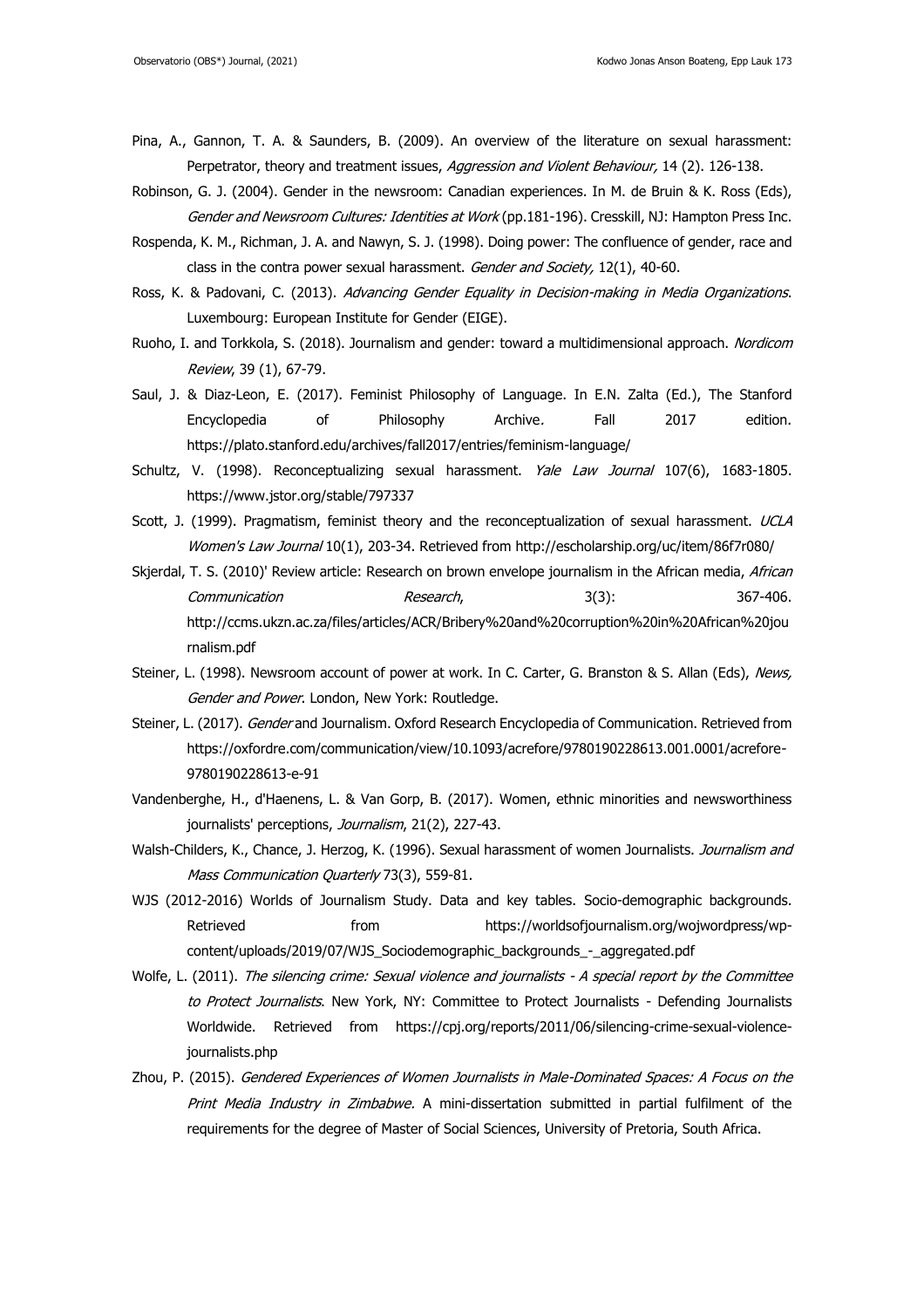Pina, A., Gannon, T. A. & Saunders, B. (2009). An overview of the literature on sexual harassment: Perpetrator, theory and treatment issues, *Aggression and Violent Behaviour,* 14 (2). 126-138.

Robinson, G. J. (2004). Gender in the newsroom: Canadian experiences. In M. de Bruin & K. Ross (Eds), *Gender and Newsroom Cultures: Identities at Work* (pp.181-196). Cresskill, NJ: Hampton Press Inc.

Rospenda, K. M., Richman, J. A. and Nawyn, S. J. (1998). Doing power: The confluence of gender, race and class in the contra power sexual harassment. *Gender and Society,* 12(1), 40-60.

Ross, K. & Padovani, C. (2013). *Advancing Gender Equality in Decision-making in Media Organizations*. Luxembourg: European Institute for Gender (EIGE).

Ruoho, I. and Torkkola, S. (2018). Journalism and gender: toward a multidimensional approach. *Nordicom Review*, 39 (1), 67-79.

Saul, J. & Diaz-Leon, E. (2017). Feminist Philosophy of Language. In E.N. Zalta (Ed.), The Stanford Encyclopedia of Philosophy Archive*.* Fall 2017 edition. https://plato.stanford.edu/archives/fall2017/entries/feminism-language/

Schultz, V. (1998). Reconceptualizing sexual harassment. *Yale Law Journal* 107(6), 1683-1805. https://www.jstor.org/stable/797337

Scott, J. (1999). Pragmatism, feminist theory and the reconceptualization of sexual harassment. *UCLA Women's Law Journal* 10(1), 203-34. Retrieved from http://escholarship.org/uc/item/86f7r080/

Skjerdal, T. S. (2010)' Review article: Research on brown envelope journalism in the African media, *African Communication Research*, 3(3): 367-406. http://ccms.ukzn.ac.za/files/articles/ACR/Bribery%20and%20corruption%20in%20African%20journalism.pdf

Steiner, L. (1998). Newsroom account of power at work. In C. Carter, G. Branston & S. Allan (Eds), *News, Gender and Power*. London, New York: Routledge.

Steiner, L. (2017). *Gender* and Journalism. Oxford Research Encyclopedia of Communication. Retrieved from https://oxfordre.com/communication/view/10.1093/acrefore/9780190228613.001.0001/acrefore-9780190228613-e-91

Vandenberghe, H., d'Haenens, L. & Van Gorp, B. (2017). Women, ethnic minorities and newsworthiness journalists' perceptions, *Journalism*, 21(2), 227-43.

Walsh-Childers, K., Chance, J. Herzog, K. (1996). Sexual harassment of women Journalists. *Journalism and Mass Communication Quarterly* 73(3), 559-81.

WJS (2012-2016) Worlds of Journalism Study. Data and key tables. Socio-demographic backgrounds. Retrieved from https://worldsofjournalism.org/wojwordpress/wp-content/uploads/2019/07/WJS_Sociodemographic_backgrounds_-_aggregated.pdf

Wolfe, L. (2011). *The silencing crime: Sexual violence and journalists - A special report by the Committee to Protect Journalists*. New York, NY: Committee to Protect Journalists - Defending Journalists Worldwide. Retrieved from https://cpj.org/reports/2011/06/silencing-crime-sexual-violence-journalists.php

Zhou, P. (2015). *Gendered Experiences of Women Journalists in Male-Dominated Spaces: A Focus on the Print Media Industry in Zimbabwe.* A mini-dissertation submitted in partial fulfilment of the requirements for the degree of Master of Social Sciences, University of Pretoria, South Africa.